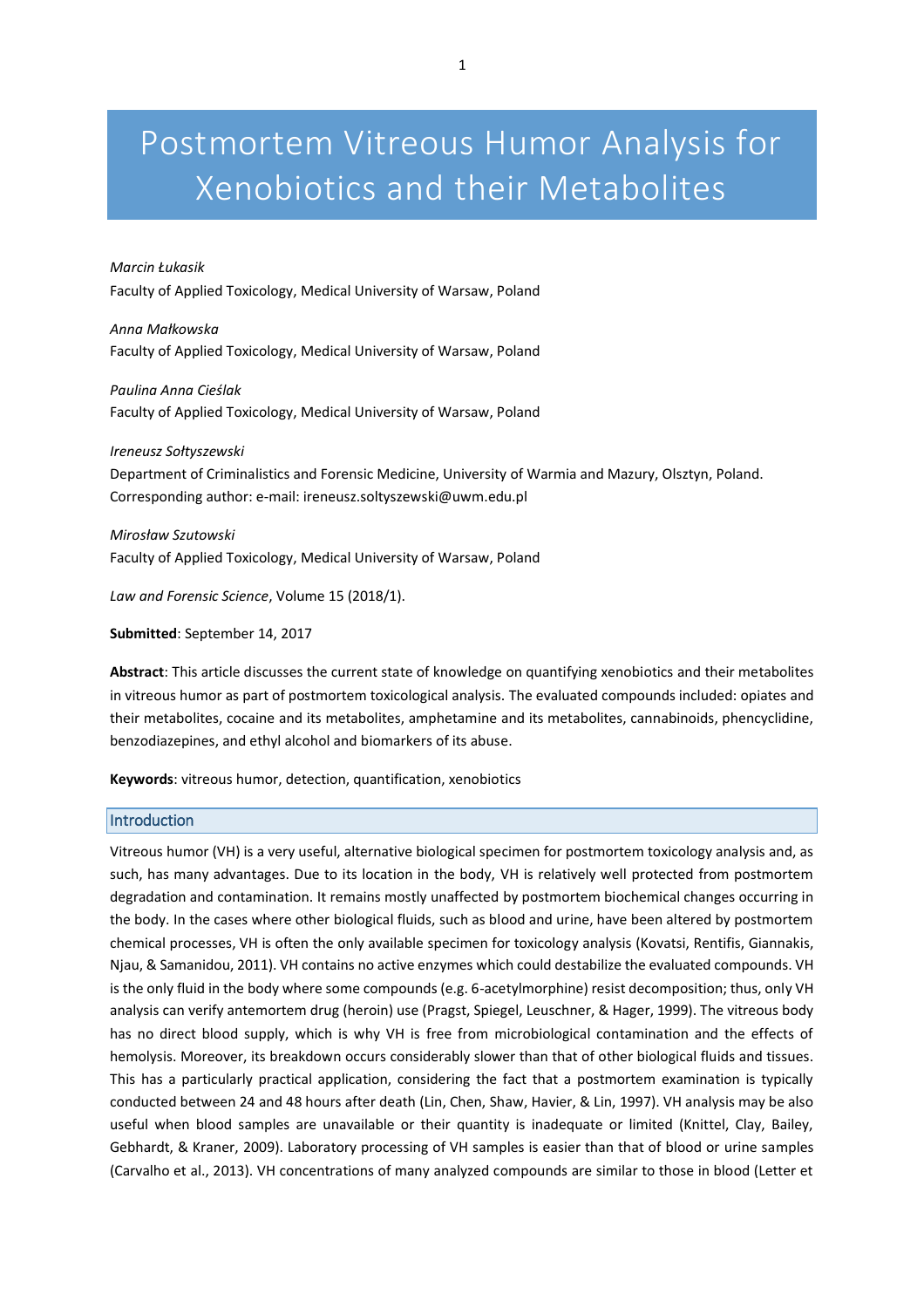# Postmortem Vitreous Humor Analysis for Xenobiotics and their Metabolites

*Marcin Łukasik*
Faculty of Applied Toxicology, Medical University of Warsaw, Poland

*Anna Małkowska*
Faculty of Applied Toxicology, Medical University of Warsaw, Poland

*Paulina Anna Cieślak*
Faculty of Applied Toxicology, Medical University of Warsaw, Poland

*Ireneusz Sołtyszewski*
Department of Criminalistics and Forensic Medicine, University of Warmia and Mazury, Olsztyn, Poland.
Corresponding author: e-mail: ireneusz.soltyszewski@uwm.edu.pl

*Mirosław Szutowski*
Faculty of Applied Toxicology, Medical University of Warsaw, Poland

*Law and Forensic Science*, Volume 15 (2018/1).

**Submitted**: September 14, 2017

**Abstract**: This article discusses the current state of knowledge on quantifying xenobiotics and their metabolites in vitreous humor as part of postmortem toxicological analysis. The evaluated compounds included: opiates and their metabolites, cocaine and its metabolites, amphetamine and its metabolites, cannabinoids, phencyclidine, benzodiazepines, and ethyl alcohol and biomarkers of its abuse.

**Keywords**: vitreous humor, detection, quantification, xenobiotics

## Introduction

Vitreous humor (VH) is a very useful, alternative biological specimen for postmortem toxicology analysis and, as such, has many advantages. Due to its location in the body, VH is relatively well protected from postmortem degradation and contamination. It remains mostly unaffected by postmortem biochemical changes occurring in the body. In the cases where other biological fluids, such as blood and urine, have been altered by postmortem chemical processes, VH is often the only available specimen for toxicology analysis (Kovatsi, Rentifis, Giannakis, Njau, & Samanidou, 2011). VH contains no active enzymes which could destabilize the evaluated compounds. VH is the only fluid in the body where some compounds (e.g. 6-acetylmorphine) resist decomposition; thus, only VH analysis can verify antemortem drug (heroin) use (Pragst, Spiegel, Leuschner, & Hager, 1999). The vitreous body has no direct blood supply, which is why VH is free from microbiological contamination and the effects of hemolysis. Moreover, its breakdown occurs considerably slower than that of other biological fluids and tissues. This has a particularly practical application, considering the fact that a postmortem examination is typically conducted between 24 and 48 hours after death (Lin, Chen, Shaw, Havier, & Lin, 1997). VH analysis may be also useful when blood samples are unavailable or their quantity is inadequate or limited (Knittel, Clay, Bailey, Gebhardt, & Kraner, 2009). Laboratory processing of VH samples is easier than that of blood or urine samples (Carvalho et al., 2013). VH concentrations of many analyzed compounds are similar to those in blood (Letter et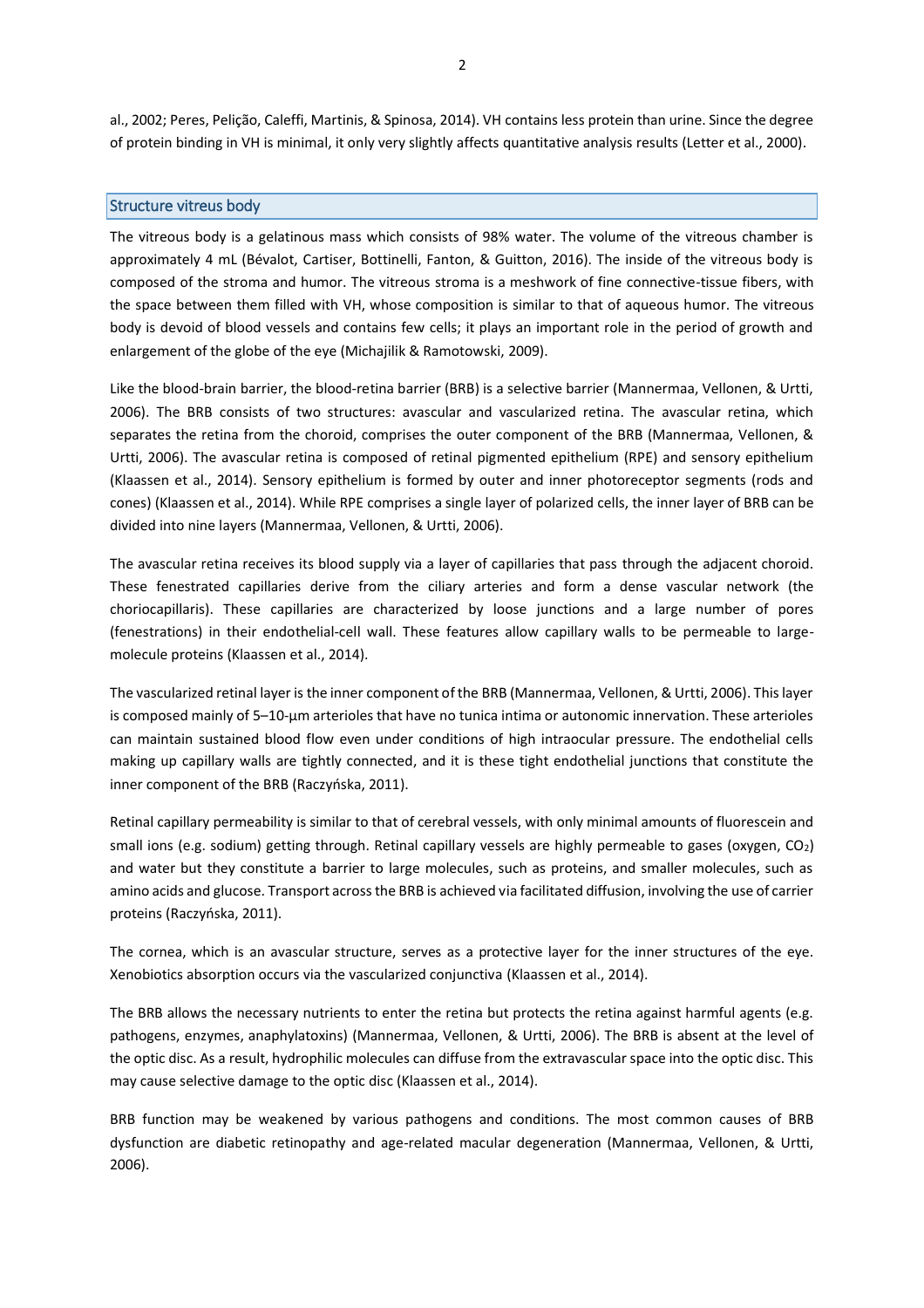al., 2002; Peres, Pelição, Caleffi, Martinis, & Spinosa, 2014). VH contains less protein than urine. Since the degree of protein binding in VH is minimal, it only very slightly affects quantitative analysis results (Letter et al., 2000).

## Structure vitreus body

The vitreous body is a gelatinous mass which consists of 98% water. The volume of the vitreous chamber is approximately 4 mL (Bévalot, Cartiser, Bottinelli, Fanton, & Guitton, 2016). The inside of the vitreous body is composed of the stroma and humor. The vitreous stroma is a meshwork of fine connective-tissue fibers, with the space between them filled with VH, whose composition is similar to that of aqueous humor. The vitreous body is devoid of blood vessels and contains few cells; it plays an important role in the period of growth and enlargement of the globe of the eye (Michajilik & Ramotowski, 2009).

Like the blood-brain barrier, the blood-retina barrier (BRB) is a selective barrier (Mannermaa, Vellonen, & Urtti, 2006). The BRB consists of two structures: avascular and vascularized retina. The avascular retina, which separates the retina from the choroid, comprises the outer component of the BRB (Mannermaa, Vellonen, & Urtti, 2006). The avascular retina is composed of retinal pigmented epithelium (RPE) and sensory epithelium (Klaassen et al., 2014). Sensory epithelium is formed by outer and inner photoreceptor segments (rods and cones) (Klaassen et al., 2014). While RPE comprises a single layer of polarized cells, the inner layer of BRB can be divided into nine layers (Mannermaa, Vellonen, & Urtti, 2006).

The avascular retina receives its blood supply via a layer of capillaries that pass through the adjacent choroid. These fenestrated capillaries derive from the ciliary arteries and form a dense vascular network (the choriocapillaris). These capillaries are characterized by loose junctions and a large number of pores (fenestrations) in their endothelial-cell wall. These features allow capillary walls to be permeable to large-molecule proteins (Klaassen et al., 2014).

The vascularized retinal layer is the inner component of the BRB (Mannermaa, Vellonen, & Urtti, 2006). This layer is composed mainly of 5–10-µm arterioles that have no tunica intima or autonomic innervation. These arterioles can maintain sustained blood flow even under conditions of high intraocular pressure. The endothelial cells making up capillary walls are tightly connected, and it is these tight endothelial junctions that constitute the inner component of the BRB (Raczyńska, 2011).

Retinal capillary permeability is similar to that of cerebral vessels, with only minimal amounts of fluorescein and small ions (e.g. sodium) getting through. Retinal capillary vessels are highly permeable to gases (oxygen, $CO_2$) and water but they constitute a barrier to large molecules, such as proteins, and smaller molecules, such as amino acids and glucose. Transport across the BRB is achieved via facilitated diffusion, involving the use of carrier proteins (Raczyńska, 2011).

The cornea, which is an avascular structure, serves as a protective layer for the inner structures of the eye. Xenobiotics absorption occurs via the vascularized conjunctiva (Klaassen et al., 2014).

The BRB allows the necessary nutrients to enter the retina but protects the retina against harmful agents (e.g. pathogens, enzymes, anaphylatoxins) (Mannermaa, Vellonen, & Urtti, 2006). The BRB is absent at the level of the optic disc. As a result, hydrophilic molecules can diffuse from the extravascular space into the optic disc. This may cause selective damage to the optic disc (Klaassen et al., 2014).

BRB function may be weakened by various pathogens and conditions. The most common causes of BRB dysfunction are diabetic retinopathy and age-related macular degeneration (Mannermaa, Vellonen, & Urtti, 2006).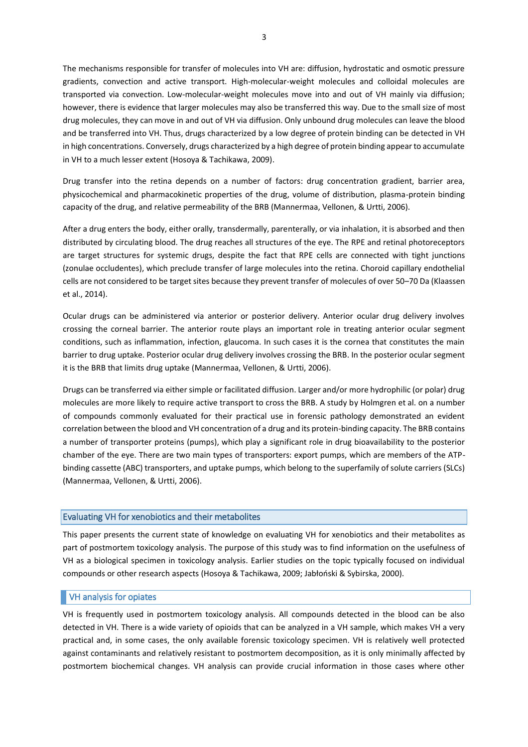The mechanisms responsible for transfer of molecules into VH are: diffusion, hydrostatic and osmotic pressure gradients, convection and active transport. High-molecular-weight molecules and colloidal molecules are transported via convection. Low-molecular-weight molecules move into and out of VH mainly via diffusion; however, there is evidence that larger molecules may also be transferred this way. Due to the small size of most drug molecules, they can move in and out of VH via diffusion. Only unbound drug molecules can leave the blood and be transferred into VH. Thus, drugs characterized by a low degree of protein binding can be detected in VH in high concentrations. Conversely, drugs characterized by a high degree of protein binding appear to accumulate in VH to a much lesser extent (Hosoya & Tachikawa, 2009).

Drug transfer into the retina depends on a number of factors: drug concentration gradient, barrier area, physicochemical and pharmacokinetic properties of the drug, volume of distribution, plasma-protein binding capacity of the drug, and relative permeability of the BRB (Mannermaa, Vellonen, & Urtti, 2006).

After a drug enters the body, either orally, transdermally, parenterally, or via inhalation, it is absorbed and then distributed by circulating blood. The drug reaches all structures of the eye. The RPE and retinal photoreceptors are target structures for systemic drugs, despite the fact that RPE cells are connected with tight junctions (zonulae occludentes), which preclude transfer of large molecules into the retina. Choroid capillary endothelial cells are not considered to be target sites because they prevent transfer of molecules of over 50–70 Da (Klaassen et al., 2014).

Ocular drugs can be administered via anterior or posterior delivery. Anterior ocular drug delivery involves crossing the corneal barrier. The anterior route plays an important role in treating anterior ocular segment conditions, such as inflammation, infection, glaucoma. In such cases it is the cornea that constitutes the main barrier to drug uptake. Posterior ocular drug delivery involves crossing the BRB. In the posterior ocular segment it is the BRB that limits drug uptake (Mannermaa, Vellonen, & Urtti, 2006).

Drugs can be transferred via either simple or facilitated diffusion. Larger and/or more hydrophilic (or polar) drug molecules are more likely to require active transport to cross the BRB. A study by Holmgren et al. on a number of compounds commonly evaluated for their practical use in forensic pathology demonstrated an evident correlation between the blood and VH concentration of a drug and its protein-binding capacity. The BRB contains a number of transporter proteins (pumps), which play a significant role in drug bioavailability to the posterior chamber of the eye. There are two main types of transporters: export pumps, which are members of the ATP-binding cassette (ABC) transporters, and uptake pumps, which belong to the superfamily of solute carriers (SLCs) (Mannermaa, Vellonen, & Urtti, 2006).

## Evaluating VH for xenobiotics and their metabolites

This paper presents the current state of knowledge on evaluating VH for xenobiotics and their metabolites as part of postmortem toxicology analysis. The purpose of this study was to find information on the usefulness of VH as a biological specimen in toxicology analysis. Earlier studies on the topic typically focused on individual compounds or other research aspects (Hosoya & Tachikawa, 2009; Jabłoński & Sybirska, 2000).

### VH analysis for opiates

VH is frequently used in postmortem toxicology analysis. All compounds detected in the blood can be also detected in VH. There is a wide variety of opioids that can be analyzed in a VH sample, which makes VH a very practical and, in some cases, the only available forensic toxicology specimen. VH is relatively well protected against contaminants and relatively resistant to postmortem decomposition, as it is only minimally affected by postmortem biochemical changes. VH analysis can provide crucial information in those cases where other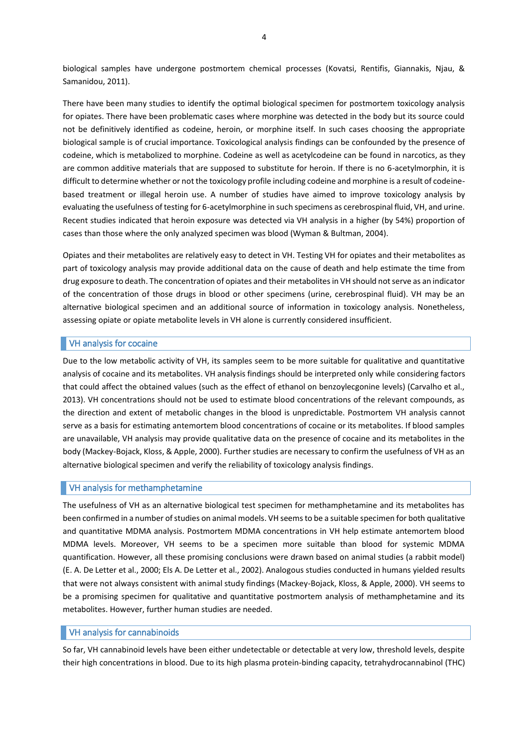biological samples have undergone postmortem chemical processes (Kovatsi, Rentifis, Giannakis, Njau, & Samanidou, 2011).

There have been many studies to identify the optimal biological specimen for postmortem toxicology analysis for opiates. There have been problematic cases where morphine was detected in the body but its source could not be definitively identified as codeine, heroin, or morphine itself. In such cases choosing the appropriate biological sample is of crucial importance. Toxicological analysis findings can be confounded by the presence of codeine, which is metabolized to morphine. Codeine as well as acetylcodeine can be found in narcotics, as they are common additive materials that are supposed to substitute for heroin. If there is no 6-acetylmorphin, it is difficult to determine whether or not the toxicology profile including codeine and morphine is a result of codeine-based treatment or illegal heroin use. A number of studies have aimed to improve toxicology analysis by evaluating the usefulness of testing for 6-acetylmorphine in such specimens as cerebrospinal fluid, VH, and urine. Recent studies indicated that heroin exposure was detected via VH analysis in a higher (by 54%) proportion of cases than those where the only analyzed specimen was blood (Wyman & Bultman, 2004).

Opiates and their metabolites are relatively easy to detect in VH. Testing VH for opiates and their metabolites as part of toxicology analysis may provide additional data on the cause of death and help estimate the time from drug exposure to death. The concentration of opiates and their metabolites in VH should not serve as an indicator of the concentration of those drugs in blood or other specimens (urine, cerebrospinal fluid). VH may be an alternative biological specimen and an additional source of information in toxicology analysis. Nonetheless, assessing opiate or opiate metabolite levels in VH alone is currently considered insufficient.

## VH analysis for cocaine

Due to the low metabolic activity of VH, its samples seem to be more suitable for qualitative and quantitative analysis of cocaine and its metabolites. VH analysis findings should be interpreted only while considering factors that could affect the obtained values (such as the effect of ethanol on benzoylecgonine levels) (Carvalho et al., 2013). VH concentrations should not be used to estimate blood concentrations of the relevant compounds, as the direction and extent of metabolic changes in the blood is unpredictable. Postmortem VH analysis cannot serve as a basis for estimating antemortem blood concentrations of cocaine or its metabolites. If blood samples are unavailable, VH analysis may provide qualitative data on the presence of cocaine and its metabolites in the body (Mackey-Bojack, Kloss, & Apple, 2000). Further studies are necessary to confirm the usefulness of VH as an alternative biological specimen and verify the reliability of toxicology analysis findings.

## VH analysis for methamphetamine

The usefulness of VH as an alternative biological test specimen for methamphetamine and its metabolites has been confirmed in a number of studies on animal models. VH seems to be a suitable specimen for both qualitative and quantitative MDMA analysis. Postmortem MDMA concentrations in VH help estimate antemortem blood MDMA levels. Moreover, VH seems to be a specimen more suitable than blood for systemic MDMA quantification. However, all these promising conclusions were drawn based on animal studies (a rabbit model) (E. A. De Letter et al., 2000; Els A. De Letter et al., 2002). Analogous studies conducted in humans yielded results that were not always consistent with animal study findings (Mackey-Bojack, Kloss, & Apple, 2000). VH seems to be a promising specimen for qualitative and quantitative postmortem analysis of methamphetamine and its metabolites. However, further human studies are needed.

## VH analysis for cannabinoids

So far, VH cannabinoid levels have been either undetectable or detectable at very low, threshold levels, despite their high concentrations in blood. Due to its high plasma protein-binding capacity, tetrahydrocannabinol (THC)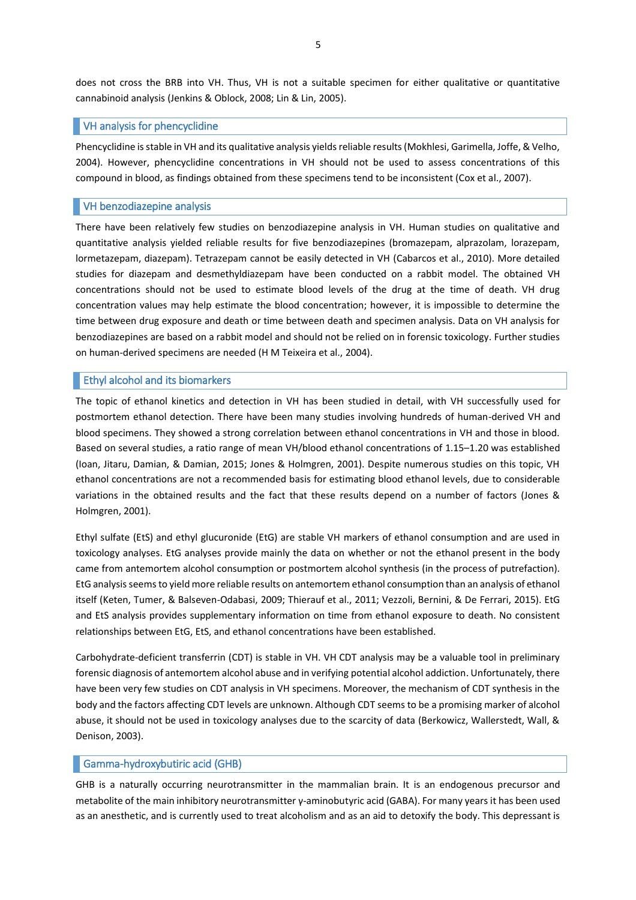does not cross the BRB into VH. Thus, VH is not a suitable specimen for either qualitative or quantitative cannabinoid analysis (Jenkins & Oblock, 2008; Lin & Lin, 2005).

## VH analysis for phencyclidine

Phencyclidine is stable in VH and its qualitative analysis yields reliable results (Mokhlesi, Garimella, Joffe, & Velho, 2004). However, phencyclidine concentrations in VH should not be used to assess concentrations of this compound in blood, as findings obtained from these specimens tend to be inconsistent (Cox et al., 2007).

## VH benzodiazepine analysis

There have been relatively few studies on benzodiazepine analysis in VH. Human studies on qualitative and quantitative analysis yielded reliable results for five benzodiazepines (bromazepam, alprazolam, lorazepam, lormetazepam, diazepam). Tetrazepam cannot be easily detected in VH (Cabarcos et al., 2010). More detailed studies for diazepam and desmethyldiazepam have been conducted on a rabbit model. The obtained VH concentrations should not be used to estimate blood levels of the drug at the time of death. VH drug concentration values may help estimate the blood concentration; however, it is impossible to determine the time between drug exposure and death or time between death and specimen analysis. Data on VH analysis for benzodiazepines are based on a rabbit model and should not be relied on in forensic toxicology. Further studies on human-derived specimens are needed (H M Teixeira et al., 2004).

## Ethyl alcohol and its biomarkers

The topic of ethanol kinetics and detection in VH has been studied in detail, with VH successfully used for postmortem ethanol detection. There have been many studies involving hundreds of human-derived VH and blood specimens. They showed a strong correlation between ethanol concentrations in VH and those in blood. Based on several studies, a ratio range of mean VH/blood ethanol concentrations of 1.15–1.20 was established (Ioan, Jitaru, Damian, & Damian, 2015; Jones & Holmgren, 2001). Despite numerous studies on this topic, VH ethanol concentrations are not a recommended basis for estimating blood ethanol levels, due to considerable variations in the obtained results and the fact that these results depend on a number of factors (Jones & Holmgren, 2001).

Ethyl sulfate (EtS) and ethyl glucuronide (EtG) are stable VH markers of ethanol consumption and are used in toxicology analyses. EtG analyses provide mainly the data on whether or not the ethanol present in the body came from antemortem alcohol consumption or postmortem alcohol synthesis (in the process of putrefaction). EtG analysis seems to yield more reliable results on antemortem ethanol consumption than an analysis of ethanol itself (Keten, Tumer, & Balseven-Odabasi, 2009; Thierauf et al., 2011; Vezzoli, Bernini, & De Ferrari, 2015). EtG and EtS analysis provides supplementary information on time from ethanol exposure to death. No consistent relationships between EtG, EtS, and ethanol concentrations have been established.

Carbohydrate-deficient transferrin (CDT) is stable in VH. VH CDT analysis may be a valuable tool in preliminary forensic diagnosis of antemortem alcohol abuse and in verifying potential alcohol addiction. Unfortunately, there have been very few studies on CDT analysis in VH specimens. Moreover, the mechanism of CDT synthesis in the body and the factors affecting CDT levels are unknown. Although CDT seems to be a promising marker of alcohol abuse, it should not be used in toxicology analyses due to the scarcity of data (Berkowicz, Wallerstedt, Wall, & Denison, 2003).

## Gamma-hydroxybutiric acid (GHB)

GHB is a naturally occurring neurotransmitter in the mammalian brain. It is an endogenous precursor and metabolite of the main inhibitory neurotransmitter γ-aminobutyric acid (GABA). For many years it has been used as an anesthetic, and is currently used to treat alcoholism and as an aid to detoxify the body. This depressant is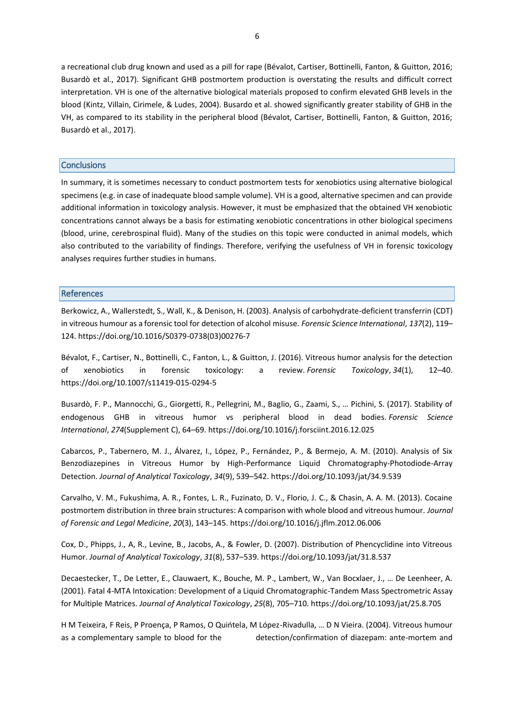a recreational club drug known and used as a pill for rape (Bévalot, Cartiser, Bottinelli, Fanton, & Guitton, 2016; Busardò et al., 2017). Significant GHB postmortem production is overstating the results and difficult correct interpretation. VH is one of the alternative biological materials proposed to confirm elevated GHB levels in the blood (Kintz, Villain, Cirimele, & Ludes, 2004). Busardo et al. showed significantly greater stability of GHB in the VH, as compared to its stability in the peripheral blood (Bévalot, Cartiser, Bottinelli, Fanton, & Guitton, 2016; Busardò et al., 2017).

## Conclusions

In summary, it is sometimes necessary to conduct postmortem tests for xenobiotics using alternative biological specimens (e.g. in case of inadequate blood sample volume). VH is a good, alternative specimen and can provide additional information in toxicology analysis. However, it must be emphasized that the obtained VH xenobiotic concentrations cannot always be a basis for estimating xenobiotic concentrations in other biological specimens (blood, urine, cerebrospinal fluid). Many of the studies on this topic were conducted in animal models, which also contributed to the variability of findings. Therefore, verifying the usefulness of VH in forensic toxicology analyses requires further studies in humans.

## References

Berkowicz, A., Wallerstedt, S., Wall, K., & Denison, H. (2003). Analysis of carbohydrate-deficient transferrin (CDT) in vitreous humour as a forensic tool for detection of alcohol misuse. *Forensic Science International*, *137*(2), 119–124. https://doi.org/10.1016/S0379-0738(03)00276-7

Bévalot, F., Cartiser, N., Bottinelli, C., Fanton, L., & Guitton, J. (2016). Vitreous humor analysis for the detection of xenobiotics in forensic toxicology: a review. *Forensic Toxicology*, *34*(1), 12–40. https://doi.org/10.1007/s11419-015-0294-5

Busardò, F. P., Mannocchi, G., Giorgetti, R., Pellegrini, M., Baglio, G., Zaami, S., … Pichini, S. (2017). Stability of endogenous GHB in vitreous humor vs peripheral blood in dead bodies. *Forensic Science International*, *274*(Supplement C), 64–69. https://doi.org/10.1016/j.forsciint.2016.12.025

Cabarcos, P., Tabernero, M. J., Álvarez, I., López, P., Fernández, P., & Bermejo, A. M. (2010). Analysis of Six Benzodiazepines in Vitreous Humor by High-Performance Liquid Chromatography-Photodiode-Array Detection. *Journal of Analytical Toxicology*, *34*(9), 539–542. https://doi.org/10.1093/jat/34.9.539

Carvalho, V. M., Fukushima, A. R., Fontes, L. R., Fuzinato, D. V., Florio, J. C., & Chasin, A. A. M. (2013). Cocaine postmortem distribution in three brain structures: A comparison with whole blood and vitreous humour. *Journal of Forensic and Legal Medicine*, *20*(3), 143–145. https://doi.org/10.1016/j.jflm.2012.06.006

Cox, D., Phipps, J., A, R., Levine, B., Jacobs, A., & Fowler, D. (2007). Distribution of Phencyclidine into Vitreous Humor. *Journal of Analytical Toxicology*, *31*(8), 537–539. https://doi.org/10.1093/jat/31.8.537

Decaestecker, T., De Letter, E., Clauwaert, K., Bouche, M. P., Lambert, W., Van Bocxlaer, J., … De Leenheer, A. (2001). Fatal 4-MTA Intoxication: Development of a Liquid Chromatographic-Tandem Mass Spectrometric Assay for Multiple Matrices. *Journal of Analytical Toxicology*, *25*(8), 705–710. https://doi.org/10.1093/jat/25.8.705

H M Teixeira, F Reis, P Proença, P Ramos, O Quińtela, M López-Rivadulla, … D N Vieira. (2004). Vitreous humour as a complementary sample to blood for the detection/confirmation of diazepam: ante-mortem and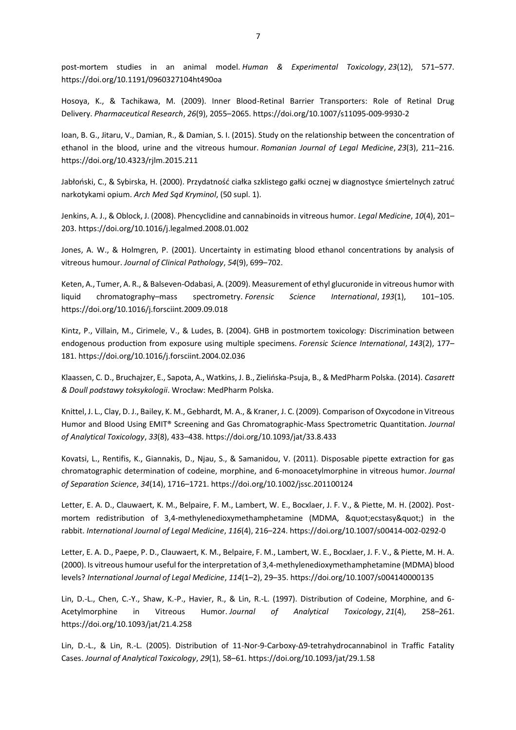post-mortem studies in an animal model. *Human & Experimental Toxicology*, *23*(12), 571–577. https://doi.org/10.1191/0960327104ht490oa

Hosoya, K., & Tachikawa, M. (2009). Inner Blood-Retinal Barrier Transporters: Role of Retinal Drug Delivery. *Pharmaceutical Research*, *26*(9), 2055–2065. https://doi.org/10.1007/s11095-009-9930-2

Ioan, B. G., Jitaru, V., Damian, R., & Damian, S. I. (2015). Study on the relationship between the concentration of ethanol in the blood, urine and the vitreous humour. *Romanian Journal of Legal Medicine*, *23*(3), 211–216. https://doi.org/10.4323/rjlm.2015.211

Jabłoński, C., & Sybirska, H. (2000). Przydatność ciałka szklistego gałki ocznej w diagnostyce śmiertelnych zatruć narkotykami opium. *Arch Med Sąd Kryminol*, (50 supl. 1).

Jenkins, A. J., & Oblock, J. (2008). Phencyclidine and cannabinoids in vitreous humor. *Legal Medicine*, *10*(4), 201–203. https://doi.org/10.1016/j.legalmed.2008.01.002

Jones, A. W., & Holmgren, P. (2001). Uncertainty in estimating blood ethanol concentrations by analysis of vitreous humour. *Journal of Clinical Pathology*, *54*(9), 699–702.

Keten, A., Tumer, A. R., & Balseven-Odabasi, A. (2009). Measurement of ethyl glucuronide in vitreous humor with liquid chromatography–mass spectrometry. *Forensic Science International*, *193*(1), 101–105. https://doi.org/10.1016/j.forsciint.2009.09.018

Kintz, P., Villain, M., Cirimele, V., & Ludes, B. (2004). GHB in postmortem toxicology: Discrimination between endogenous production from exposure using multiple specimens. *Forensic Science International*, *143*(2), 177–181. https://doi.org/10.1016/j.forsciint.2004.02.036

Klaassen, C. D., Bruchajzer, E., Sapota, A., Watkins, J. B., Zielińska-Psuja, B., & MedPharm Polska. (2014). *Casarett & Doull podstawy toksykologii*. Wrocław: MedPharm Polska.

Knittel, J. L., Clay, D. J., Bailey, K. M., Gebhardt, M. A., & Kraner, J. C. (2009). Comparison of Oxycodone in Vitreous Humor and Blood Using EMIT® Screening and Gas Chromatographic-Mass Spectrometric Quantitation. *Journal of Analytical Toxicology*, *33*(8), 433–438. https://doi.org/10.1093/jat/33.8.433

Kovatsi, L., Rentifis, K., Giannakis, D., Njau, S., & Samanidou, V. (2011). Disposable pipette extraction for gas chromatographic determination of codeine, morphine, and 6-monoacetylmorphine in vitreous humor. *Journal of Separation Science*, *34*(14), 1716–1721. https://doi.org/10.1002/jssc.201100124

Letter, E. A. D., Clauwaert, K. M., Belpaire, F. M., Lambert, W. E., Bocxlaer, J. F. V., & Piette, M. H. (2002). Post-mortem redistribution of 3,4-methylenedioxymethamphetamine (MDMA, &quot;ecstasy&quot;) in the rabbit. *International Journal of Legal Medicine*, *116*(4), 216–224. https://doi.org/10.1007/s00414-002-0292-0

Letter, E. A. D., Paepe, P. D., Clauwaert, K. M., Belpaire, F. M., Lambert, W. E., Bocxlaer, J. F. V., & Piette, M. H. A. (2000). Is vitreous humour useful for the interpretation of 3,4-methylenedioxymethamphetamine (MDMA) blood levels? *International Journal of Legal Medicine*, *114*(1–2), 29–35. https://doi.org/10.1007/s004140000135

Lin, D.-L., Chen, C.-Y., Shaw, K.-P., Havier, R., & Lin, R.-L. (1997). Distribution of Codeine, Morphine, and 6-Acetylmorphine in Vitreous Humor. *Journal of Analytical Toxicology*, *21*(4), 258–261. https://doi.org/10.1093/jat/21.4.258

Lin, D.-L., & Lin, R.-L. (2005). Distribution of 11-Nor-9-Carboxy-Δ9-tetrahydrocannabinol in Traffic Fatality Cases. *Journal of Analytical Toxicology*, *29*(1), 58–61. https://doi.org/10.1093/jat/29.1.58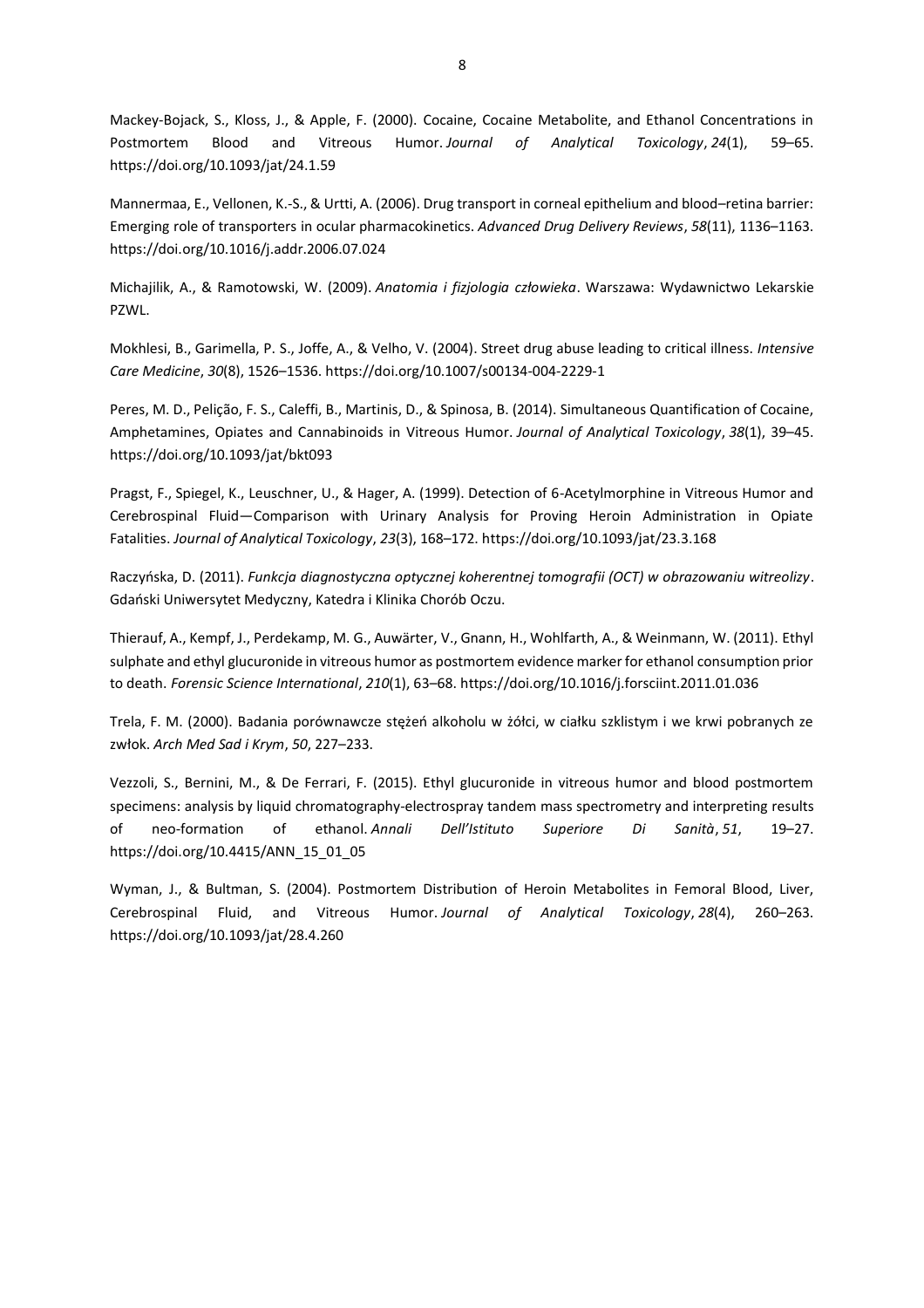Mackey-Bojack, S., Kloss, J., & Apple, F. (2000). Cocaine, Cocaine Metabolite, and Ethanol Concentrations in Postmortem Blood and Vitreous Humor. *Journal of Analytical Toxicology*, *24*(1), 59–65. https://doi.org/10.1093/jat/24.1.59

Mannermaa, E., Vellonen, K.-S., & Urtti, A. (2006). Drug transport in corneal epithelium and blood–retina barrier: Emerging role of transporters in ocular pharmacokinetics. *Advanced Drug Delivery Reviews*, *58*(11), 1136–1163. https://doi.org/10.1016/j.addr.2006.07.024

Michajilik, A., & Ramotowski, W. (2009). *Anatomia i fizjologia człowieka*. Warszawa: Wydawnictwo Lekarskie PZWL.

Mokhlesi, B., Garimella, P. S., Joffe, A., & Velho, V. (2004). Street drug abuse leading to critical illness. *Intensive Care Medicine*, *30*(8), 1526–1536. https://doi.org/10.1007/s00134-004-2229-1

Peres, M. D., Pelição, F. S., Caleffi, B., Martinis, D., & Spinosa, B. (2014). Simultaneous Quantification of Cocaine, Amphetamines, Opiates and Cannabinoids in Vitreous Humor. *Journal of Analytical Toxicology*, *38*(1), 39–45. https://doi.org/10.1093/jat/bkt093

Pragst, F., Spiegel, K., Leuschner, U., & Hager, A. (1999). Detection of 6-Acetylmorphine in Vitreous Humor and Cerebrospinal Fluid—Comparison with Urinary Analysis for Proving Heroin Administration in Opiate Fatalities. *Journal of Analytical Toxicology*, *23*(3), 168–172. https://doi.org/10.1093/jat/23.3.168

Raczyńska, D. (2011). *Funkcja diagnostyczna optycznej koherentnej tomografii (OCT) w obrazowaniu witreolizy*. Gdański Uniwersytet Medyczny, Katedra i Klinika Chorób Oczu.

Thierauf, A., Kempf, J., Perdekamp, M. G., Auwärter, V., Gnann, H., Wohlfarth, A., & Weinmann, W. (2011). Ethyl sulphate and ethyl glucuronide in vitreous humor as postmortem evidence marker for ethanol consumption prior to death. *Forensic Science International*, *210*(1), 63–68. https://doi.org/10.1016/j.forsciint.2011.01.036

Trela, F. M. (2000). Badania porównawcze stężeń alkoholu w żółci, w ciałku szklistym i we krwi pobranych ze zwłok. *Arch Med Sad i Krym*, *50*, 227–233.

Vezzoli, S., Bernini, M., & De Ferrari, F. (2015). Ethyl glucuronide in vitreous humor and blood postmortem specimens: analysis by liquid chromatography-electrospray tandem mass spectrometry and interpreting results of neo-formation of ethanol. *Annali Dell'Istituto Superiore Di Sanità*, *51*, 19–27. https://doi.org/10.4415/ANN_15_01_05

Wyman, J., & Bultman, S. (2004). Postmortem Distribution of Heroin Metabolites in Femoral Blood, Liver, Cerebrospinal Fluid, and Vitreous Humor. *Journal of Analytical Toxicology*, *28*(4), 260–263. https://doi.org/10.1093/jat/28.4.260